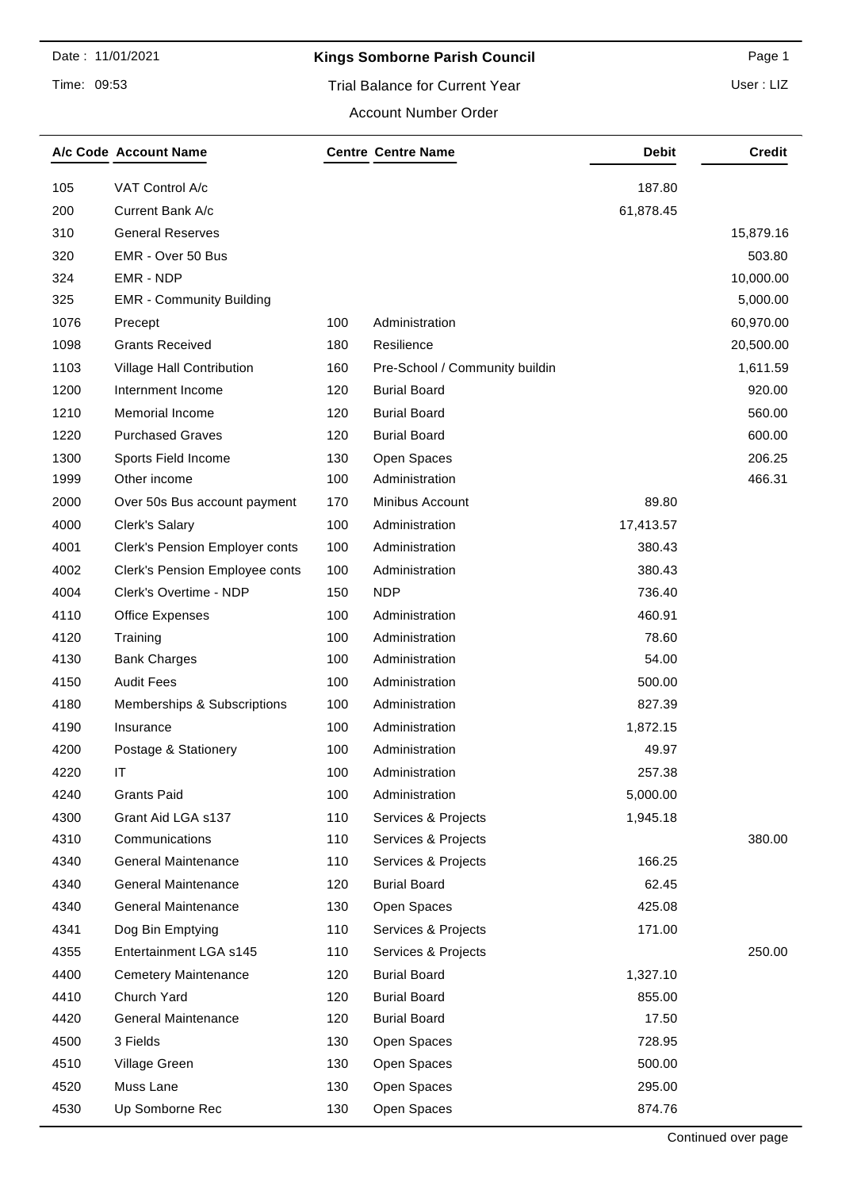# Kings Somborne Parish Council

Date : 11/01/2021

Time: 09:53

Trial Balance for Current Year

User : LIZ

Account Number Order

| A/c Code | Account Name | Centre | Centre Name | Debit | Credit |
|---|---|---|---|---|---|
| 105 | VAT Control A/c | | | 187.80 | |
| 200 | Current Bank A/c | | | 61,878.45 | |
| 310 | General Reserves | | | | 15,879.16 |
| 320 | EMR - Over 50 Bus | | | | 503.80 |
| 324 | EMR - NDP | | | | 10,000.00 |
| 325 | EMR - Community Building | | | | 5,000.00 |
| 1076 | Precept | 100 | Administration | | 60,970.00 |
| 1098 | Grants Received | 180 | Resilience | | 20,500.00 |
| 1103 | Village Hall Contribution | 160 | Pre-School / Community buildin | | 1,611.59 |
| 1200 | Internment Income | 120 | Burial Board | | 920.00 |
| 1210 | Memorial Income | 120 | Burial Board | | 560.00 |
| 1220 | Purchased Graves | 120 | Burial Board | | 600.00 |
| 1300 | Sports Field Income | 130 | Open Spaces | | 206.25 |
| 1999 | Other income | 100 | Administration | | 466.31 |
| 2000 | Over 50s Bus account payment | 170 | Minibus Account | 89.80 | |
| 4000 | Clerk's Salary | 100 | Administration | 17,413.57 | |
| 4001 | Clerk's Pension Employer conts | 100 | Administration | 380.43 | |
| 4002 | Clerk's Pension Employee conts | 100 | Administration | 380.43 | |
| 4004 | Clerk's Overtime - NDP | 150 | NDP | 736.40 | |
| 4110 | Office Expenses | 100 | Administration | 460.91 | |
| 4120 | Training | 100 | Administration | 78.60 | |
| 4130 | Bank Charges | 100 | Administration | 54.00 | |
| 4150 | Audit Fees | 100 | Administration | 500.00 | |
| 4180 | Memberships & Subscriptions | 100 | Administration | 827.39 | |
| 4190 | Insurance | 100 | Administration | 1,872.15 | |
| 4200 | Postage & Stationery | 100 | Administration | 49.97 | |
| 4220 | IT | 100 | Administration | 257.38 | |
| 4240 | Grants Paid | 100 | Administration | 5,000.00 | |
| 4300 | Grant Aid LGA s137 | 110 | Services & Projects | 1,945.18 | |
| 4310 | Communications | 110 | Services & Projects | | 380.00 |
| 4340 | General Maintenance | 110 | Services & Projects | 166.25 | |
| 4340 | General Maintenance | 120 | Burial Board | 62.45 | |
| 4340 | General Maintenance | 130 | Open Spaces | 425.08 | |
| 4341 | Dog Bin Emptying | 110 | Services & Projects | 171.00 | |
| 4355 | Entertainment LGA s145 | 110 | Services & Projects | | 250.00 |
| 4400 | Cemetery Maintenance | 120 | Burial Board | 1,327.10 | |
| 4410 | Church Yard | 120 | Burial Board | 855.00 | |
| 4420 | General Maintenance | 120 | Burial Board | 17.50 | |
| 4500 | 3 Fields | 130 | Open Spaces | 728.95 | |
| 4510 | Village Green | 130 | Open Spaces | 500.00 | |
| 4520 | Muss Lane | 130 | Open Spaces | 295.00 | |
| 4530 | Up Somborne Rec | 130 | Open Spaces | 874.76 | |

Continued over page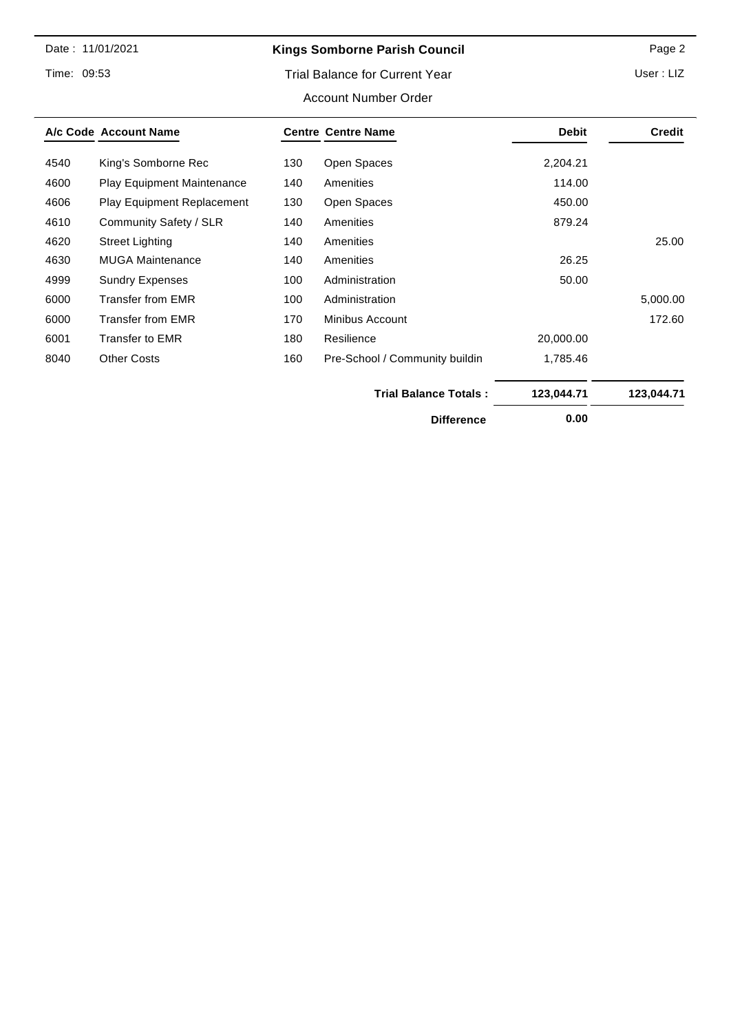# Kings Somborne Parish Council

Date : 11/01/2021

Time: 09:53

User : LIZ

## Trial Balance for Current Year

Account Number Order

| A/c Code | Account Name | Centre | Centre Name | Debit | Credit |
|---|---|---|---|---|---|
| 4540 | King's Somborne Rec | 130 | Open Spaces | 2,204.21 | |
| 4600 | Play Equipment Maintenance | 140 | Amenities | 114.00 | |
| 4606 | Play Equipment Replacement | 130 | Open Spaces | 450.00 | |
| 4610 | Community Safety / SLR | 140 | Amenities | 879.24 | |
| 4620 | Street Lighting | 140 | Amenities | | 25.00 |
| 4630 | MUGA Maintenance | 140 | Amenities | 26.25 | |
| 4999 | Sundry Expenses | 100 | Administration | 50.00 | |
| 6000 | Transfer from EMR | 100 | Administration | | 5,000.00 |
| 6000 | Transfer from EMR | 170 | Minibus Account | | 172.60 |
| 6001 | Transfer to EMR | 180 | Resilience | 20,000.00 | |
| 8040 | Other Costs | 160 | Pre-School / Community buildin | 1,785.46 | |
| | | | **Trial Balance Totals :** | **123,044.71** | **123,044.71** |
| | | | **Difference** | **0.00** | |